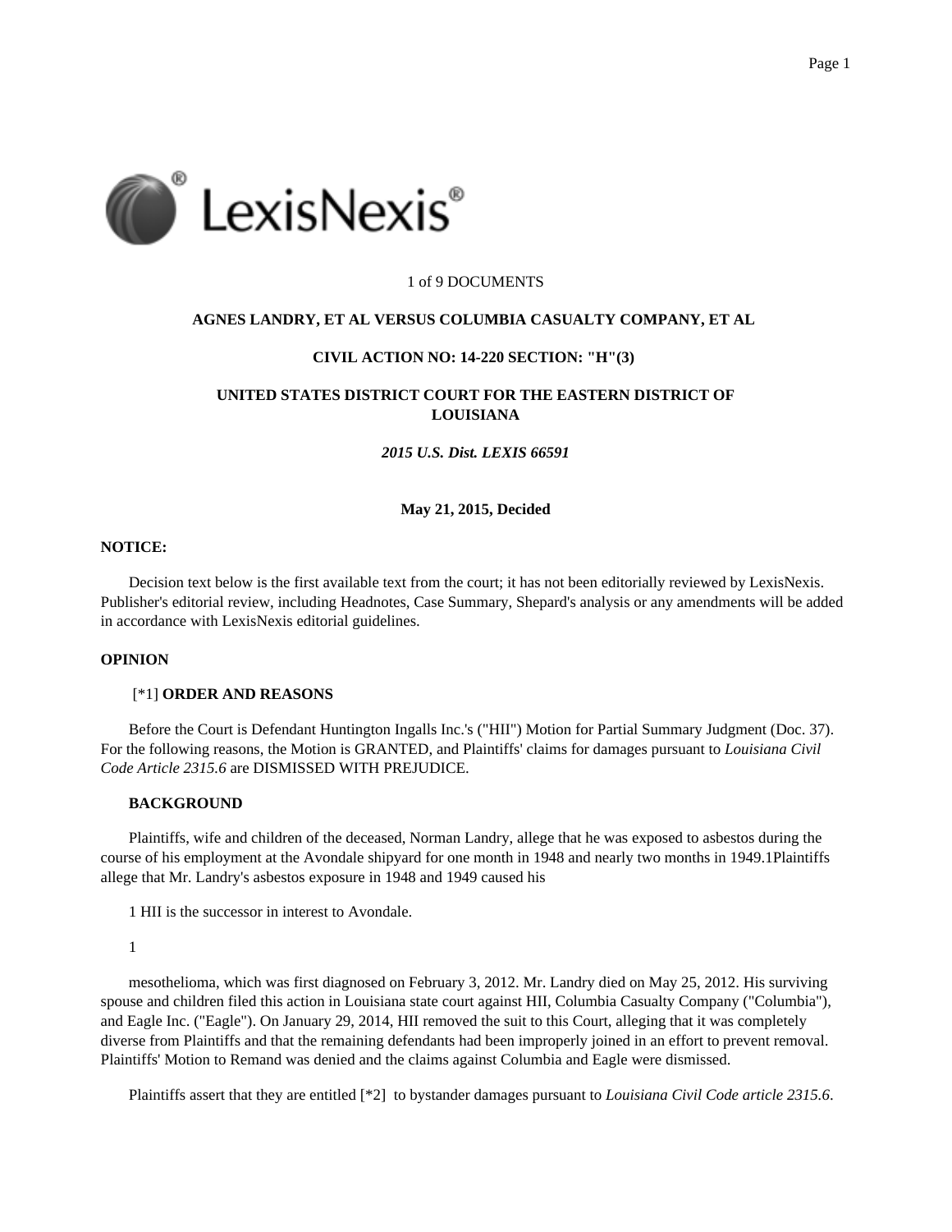1 of 9 DOCUMENTS

**AGNES LANDRY, ET AL VERSUS COLUMBIA CASUALTY COMPANY, ET AL**

**CIVIL ACTION NO: 14-220 SECTION: "H"(3)**

**UNITED STATES DISTRICT COURT FOR THE EASTERN DISTRICT OF LOUISIANA**

***2015 U.S. Dist. LEXIS 66591***

**May 21, 2015, Decided**

**NOTICE:**

Decision text below is the first available text from the court; it has not been editorially reviewed by LexisNexis. Publisher's editorial review, including Headnotes, Case Summary, Shepard's analysis or any amendments will be added in accordance with LexisNexis editorial guidelines.

**OPINION**

[*1] **ORDER AND REASONS**

Before the Court is Defendant Huntington Ingalls Inc.'s ("HII") Motion for Partial Summary Judgment (Doc. 37). For the following reasons, the Motion is GRANTED, and Plaintiffs' claims for damages pursuant to *Louisiana Civil Code Article 2315.6* are DISMISSED WITH PREJUDICE.

**BACKGROUND**

Plaintiffs, wife and children of the deceased, Norman Landry, allege that he was exposed to asbestos during the course of his employment at the Avondale shipyard for one month in 1948 and nearly two months in 1949.1Plaintiffs allege that Mr. Landry's asbestos exposure in 1948 and 1949 caused his

1 HII is the successor in interest to Avondale.

1

mesothelioma, which was first diagnosed on February 3, 2012. Mr. Landry died on May 25, 2012. His surviving spouse and children filed this action in Louisiana state court against HII, Columbia Casualty Company ("Columbia"), and Eagle Inc. ("Eagle"). On January 29, 2014, HII removed the suit to this Court, alleging that it was completely diverse from Plaintiffs and that the remaining defendants had been improperly joined in an effort to prevent removal. Plaintiffs' Motion to Remand was denied and the claims against Columbia and Eagle were dismissed.

Plaintiffs assert that they are entitled [*2] to bystander damages pursuant to *Louisiana Civil Code article 2315.6*.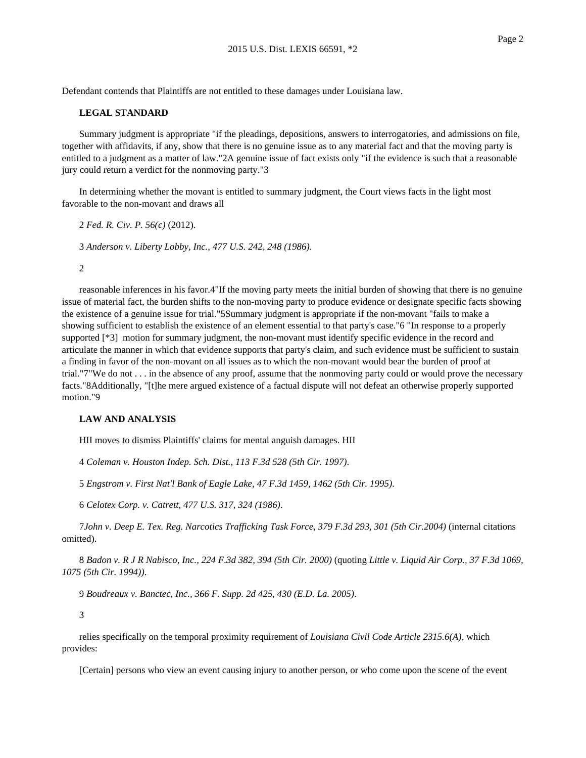Defendant contends that Plaintiffs are not entitled to these damages under Louisiana law.

**LEGAL STANDARD**

Summary judgment is appropriate "if the pleadings, depositions, answers to interrogatories, and admissions on file, together with affidavits, if any, show that there is no genuine issue as to any material fact and that the moving party is entitled to a judgment as a matter of law."[2] A genuine issue of fact exists only "if the evidence is such that a reasonable jury could return a verdict for the nonmoving party."[3]

In determining whether the movant is entitled to summary judgment, the Court views facts in the light most favorable to the non-movant and draws all reasonable inferences in his favor.[4] "If the moving party meets the initial burden of showing that there is no genuine issue of material fact, the burden shifts to the non-moving party to produce evidence or designate specific facts showing the existence of a genuine issue for trial."[5] Summary judgment is appropriate if the non-movant "fails to make a showing sufficient to establish the existence of an element essential to that party's case."[6] "In response to a properly supported [*3] motion for summary judgment, the non-movant must identify specific evidence in the record and articulate the manner in which that evidence supports that party's claim, and such evidence must be sufficient to sustain a finding in favor of the non-movant on all issues as to which the non-movant would bear the burden of proof at trial."[7] "We do not . . . in the absence of any proof, assume that the nonmoving party could or would prove the necessary facts."[8] Additionally, "[t]he mere argued existence of a factual dispute will not defeat an otherwise properly supported motion."[9]

**LAW AND ANALYSIS**

HII moves to dismiss Plaintiffs' claims for mental anguish damages. HII relies specifically on the temporal proximity requirement of *Louisiana Civil Code Article 2315.6(A)*, which provides:

[Certain] persons who view an event causing injury to another person, or who come upon the scene of the event

---

2 *Fed. R. Civ. P. 56(c)* (2012).

3 *Anderson v. Liberty Lobby, Inc., 477 U.S. 242, 248 (1986)*.

4 *Coleman v. Houston Indep. Sch. Dist., 113 F.3d 528 (5th Cir. 1997)*.

5 *Engstrom v. First Nat'l Bank of Eagle Lake, 47 F.3d 1459, 1462 (5th Cir. 1995)*.

6 *Celotex Corp. v. Catrett, 477 U.S. 317, 324 (1986)*.

7 *John v. Deep E. Tex. Reg. Narcotics Trafficking Task Force, 379 F.3d 293, 301 (5th Cir.2004)* (internal citations omitted).

8 *Badon v. R J R Nabisco, Inc., 224 F.3d 382, 394 (5th Cir. 2000)* (quoting *Little v. Liquid Air Corp., 37 F.3d 1069, 1075 (5th Cir. 1994))*.

9 *Boudreaux v. Banctec, Inc., 366 F. Supp. 2d 425, 430 (E.D. La. 2005)*.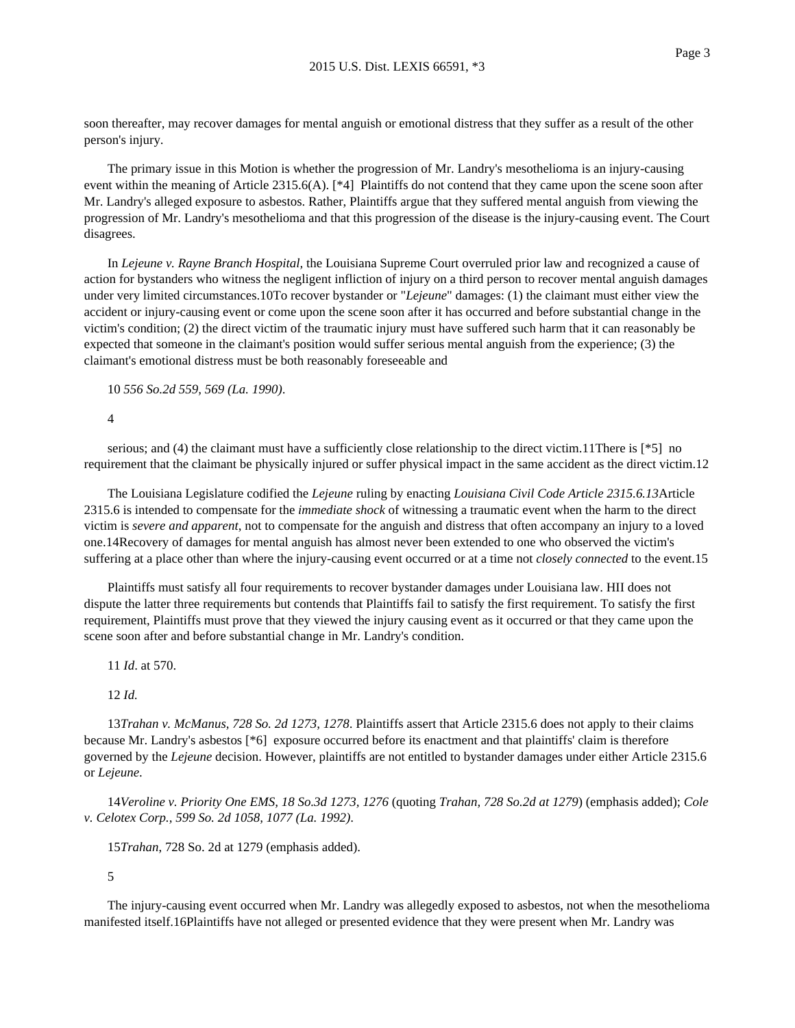soon thereafter, may recover damages for mental anguish or emotional distress that they suffer as a result of the other person's injury.

The primary issue in this Motion is whether the progression of Mr. Landry's mesothelioma is an injury-causing event within the meaning of Article 2315.6(A). [*4] Plaintiffs do not contend that they came upon the scene soon after Mr. Landry's alleged exposure to asbestos. Rather, Plaintiffs argue that they suffered mental anguish from viewing the progression of Mr. Landry's mesothelioma and that this progression of the disease is the injury-causing event. The Court disagrees.

In *Lejeune v. Rayne Branch Hospital,* the Louisiana Supreme Court overruled prior law and recognized a cause of action for bystanders who witness the negligent infliction of injury on a third person to recover mental anguish damages under very limited circumstances.10 To recover bystander or "*Lejeune*" damages: (1) the claimant must either view the accident or injury-causing event or come upon the scene soon after it has occurred and before substantial change in the victim's condition; (2) the direct victim of the traumatic injury must have suffered such harm that it can reasonably be expected that someone in the claimant's position would suffer serious mental anguish from the experience; (3) the claimant's emotional distress must be both reasonably foreseeable and serious; and (4) the claimant must have a sufficiently close relationship to the direct victim.11 There is [*5] no requirement that the claimant be physically injured or suffer physical impact in the same accident as the direct victim.12

The Louisiana Legislature codified the *Lejeune* ruling by enacting *Louisiana Civil Code Article 2315.6.*13 Article 2315.6 is intended to compensate for the *immediate shock* of witnessing a traumatic event when the harm to the direct victim is *severe and apparent*, not to compensate for the anguish and distress that often accompany an injury to a loved one.14 Recovery of damages for mental anguish has almost never been extended to one who observed the victim's suffering at a place other than where the injury-causing event occurred or at a time not *closely connected* to the event.15

Plaintiffs must satisfy all four requirements to recover bystander damages under Louisiana law. HII does not dispute the latter three requirements but contends that Plaintiffs fail to satisfy the first requirement. To satisfy the first requirement, Plaintiffs must prove that they viewed the injury causing event as it occurred or that they came upon the scene soon after and before substantial change in Mr. Landry's condition.

The injury-causing event occurred when Mr. Landry was allegedly exposed to asbestos, not when the mesothelioma manifested itself.16 Plaintiffs have not alleged or presented evidence that they were present when Mr. Landry was

10 *556 So.2d 559, 569 (La. 1990)*.

11 *Id*. at 570.

12 *Id.*

13 *Trahan v. McManus, 728 So. 2d 1273, 1278*. Plaintiffs assert that Article 2315.6 does not apply to their claims because Mr. Landry's asbestos [*6] exposure occurred before its enactment and that plaintiffs' claim is therefore governed by the *Lejeune* decision. However, plaintiffs are not entitled to bystander damages under either Article 2315.6 or *Lejeune*.

14 *Veroline v. Priority One EMS, 18 So.3d 1273, 1276* (quoting *Trahan, 728 So.2d at 1279*) (emphasis added); *Cole v. Celotex Corp., 599 So. 2d 1058, 1077 (La. 1992)*.

15 *Trahan*, 728 So. 2d at 1279 (emphasis added).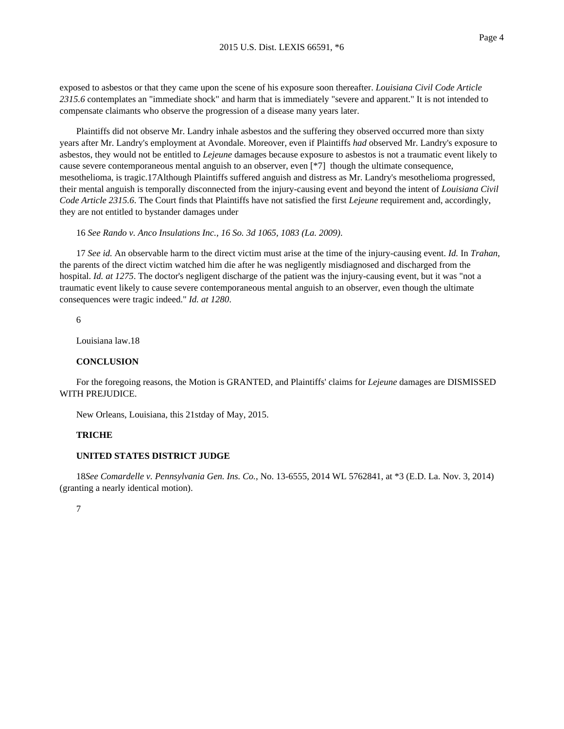exposed to asbestos or that they came upon the scene of his exposure soon thereafter. *Louisiana Civil Code Article 2315.6* contemplates an "immediate shock" and harm that is immediately "severe and apparent." It is not intended to compensate claimants who observe the progression of a disease many years later.

Plaintiffs did not observe Mr. Landry inhale asbestos and the suffering they observed occurred more than sixty years after Mr. Landry's employment at Avondale. Moreover, even if Plaintiffs *had* observed Mr. Landry's exposure to asbestos, they would not be entitled to *Lejeune* damages because exposure to asbestos is not a traumatic event likely to cause severe contemporaneous mental anguish to an observer, even [*7] though the ultimate consequence, mesothelioma, is tragic.[17] Although Plaintiffs suffered anguish and distress as Mr. Landry's mesothelioma progressed, their mental anguish is temporally disconnected from the injury-causing event and beyond the intent of *Louisiana Civil Code Article 2315.6*. The Court finds that Plaintiffs have not satisfied the first *Lejeune* requirement and, accordingly, they are not entitled to bystander damages under Louisiana law.[18]

**CONCLUSION**

For the foregoing reasons, the Motion is GRANTED, and Plaintiffs' claims for *Lejeune* damages are DISMISSED WITH PREJUDICE.

New Orleans, Louisiana, this 21stday of May, 2015.

**TRICHE**

**UNITED STATES DISTRICT JUDGE**

16 *See Rando v. Anco Insulations Inc., 16 So. 3d 1065, 1083 (La. 2009)*.

17 *See id.* An observable harm to the direct victim must arise at the time of the injury-causing event. *Id.* In *Trahan*, the parents of the direct victim watched him die after he was negligently misdiagnosed and discharged from the hospital. *Id. at 1275*. The doctor's negligent discharge of the patient was the injury-causing event, but it was "not a traumatic event likely to cause severe contemporaneous mental anguish to an observer, even though the ultimate consequences were tragic indeed." *Id. at 1280*.

18 *See Comardelle v. Pennsylvania Gen. Ins. Co.*, No. 13-6555, 2014 WL 5762841, at *3 (E.D. La. Nov. 3, 2014) (granting a nearly identical motion).